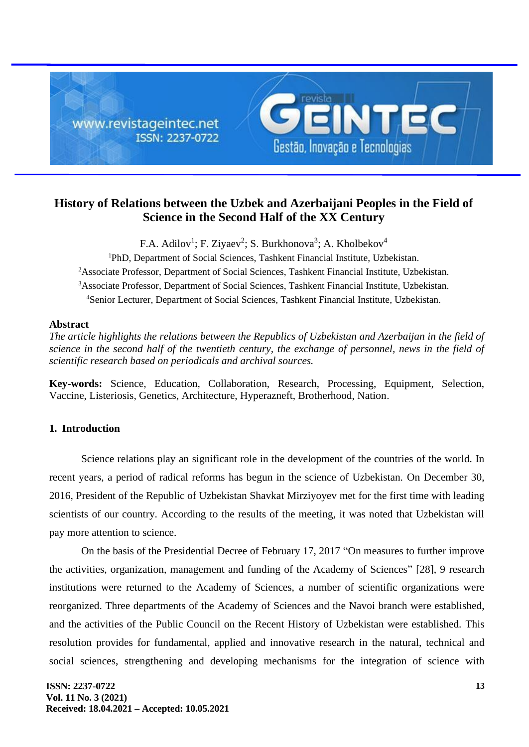# History of Relations between the Uzbek and Azerbaijani Peoples in the Field of Science in the Second Half of the XX Century

F.A. Adilov[1]; F. Ziyaev[2]; S. Burkhonova[3]; A. Kholbekov[4]

[1]PhD, Department of Social Sciences, Tashkent Financial Institute, Uzbekistan.
[2]Associate Professor, Department of Social Sciences, Tashkent Financial Institute, Uzbekistan.
[3]Associate Professor, Department of Social Sciences, Tashkent Financial Institute, Uzbekistan.
[4]Senior Lecturer, Department of Social Sciences, Tashkent Financial Institute, Uzbekistan.

## Abstract

*The article highlights the relations between the Republics of Uzbekistan and Azerbaijan in the field of science in the second half of the twentieth century, the exchange of personnel, news in the field of scientific research based on periodicals and archival sources.*

**Key-words:** Science, Education, Collaboration, Research, Processing, Equipment, Selection, Vaccine, Listeriosis, Genetics, Architecture, Hyperazneft, Brotherhood, Nation.

## 1. Introduction

Science relations play an significant role in the development of the countries of the world. In recent years, a period of radical reforms has begun in the science of Uzbekistan. On December 30, 2016, President of the Republic of Uzbekistan Shavkat Mirziyoyev met for the first time with leading scientists of our country. According to the results of the meeting, it was noted that Uzbekistan will pay more attention to science.

On the basis of the Presidential Decree of February 17, 2017 “On measures to further improve the activities, organization, management and funding of the Academy of Sciences” [28], 9 research institutions were returned to the Academy of Sciences, a number of scientific organizations were reorganized. Three departments of the Academy of Sciences and the Navoi branch were established, and the activities of the Public Council on the Recent History of Uzbekistan were established. This resolution provides for fundamental, applied and innovative research in the natural, technical and social sciences, strengthening and developing mechanisms for the integration of science with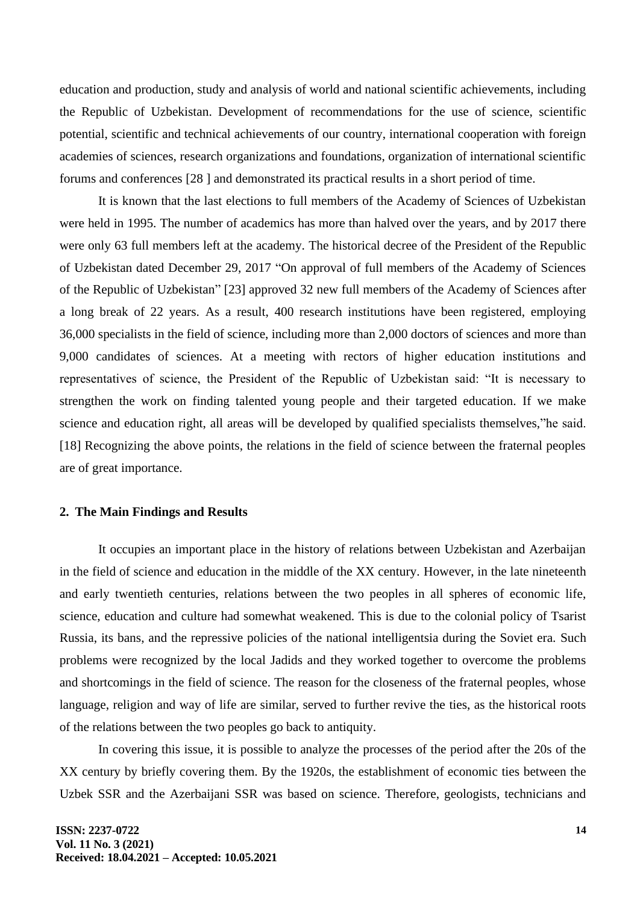education and production, study and analysis of world and national scientific achievements, including the Republic of Uzbekistan. Development of recommendations for the use of science, scientific potential, scientific and technical achievements of our country, international cooperation with foreign academies of sciences, research organizations and foundations, organization of international scientific forums and conferences [28 ] and demonstrated its practical results in a short period of time.

It is known that the last elections to full members of the Academy of Sciences of Uzbekistan were held in 1995. The number of academics has more than halved over the years, and by 2017 there were only 63 full members left at the academy. The historical decree of the President of the Republic of Uzbekistan dated December 29, 2017 "On approval of full members of the Academy of Sciences of the Republic of Uzbekistan" [23] approved 32 new full members of the Academy of Sciences after a long break of 22 years. As a result, 400 research institutions have been registered, employing 36,000 specialists in the field of science, including more than 2,000 doctors of sciences and more than 9,000 candidates of sciences. At a meeting with rectors of higher education institutions and representatives of science, the President of the Republic of Uzbekistan said: "It is necessary to strengthen the work on finding talented young people and their targeted education. If we make science and education right, all areas will be developed by qualified specialists themselves,"he said. [18] Recognizing the above points, the relations in the field of science between the fraternal peoples are of great importance.

## 2. The Main Findings and Results

It occupies an important place in the history of relations between Uzbekistan and Azerbaijan in the field of science and education in the middle of the XX century. However, in the late nineteenth and early twentieth centuries, relations between the two peoples in all spheres of economic life, science, education and culture had somewhat weakened. This is due to the colonial policy of Tsarist Russia, its bans, and the repressive policies of the national intelligentsia during the Soviet era. Such problems were recognized by the local Jadids and they worked together to overcome the problems and shortcomings in the field of science. The reason for the closeness of the fraternal peoples, whose language, religion and way of life are similar, served to further revive the ties, as the historical roots of the relations between the two peoples go back to antiquity.

In covering this issue, it is possible to analyze the processes of the period after the 20s of the XX century by briefly covering them. By the 1920s, the establishment of economic ties between the Uzbek SSR and the Azerbaijani SSR was based on science. Therefore, geologists, technicians and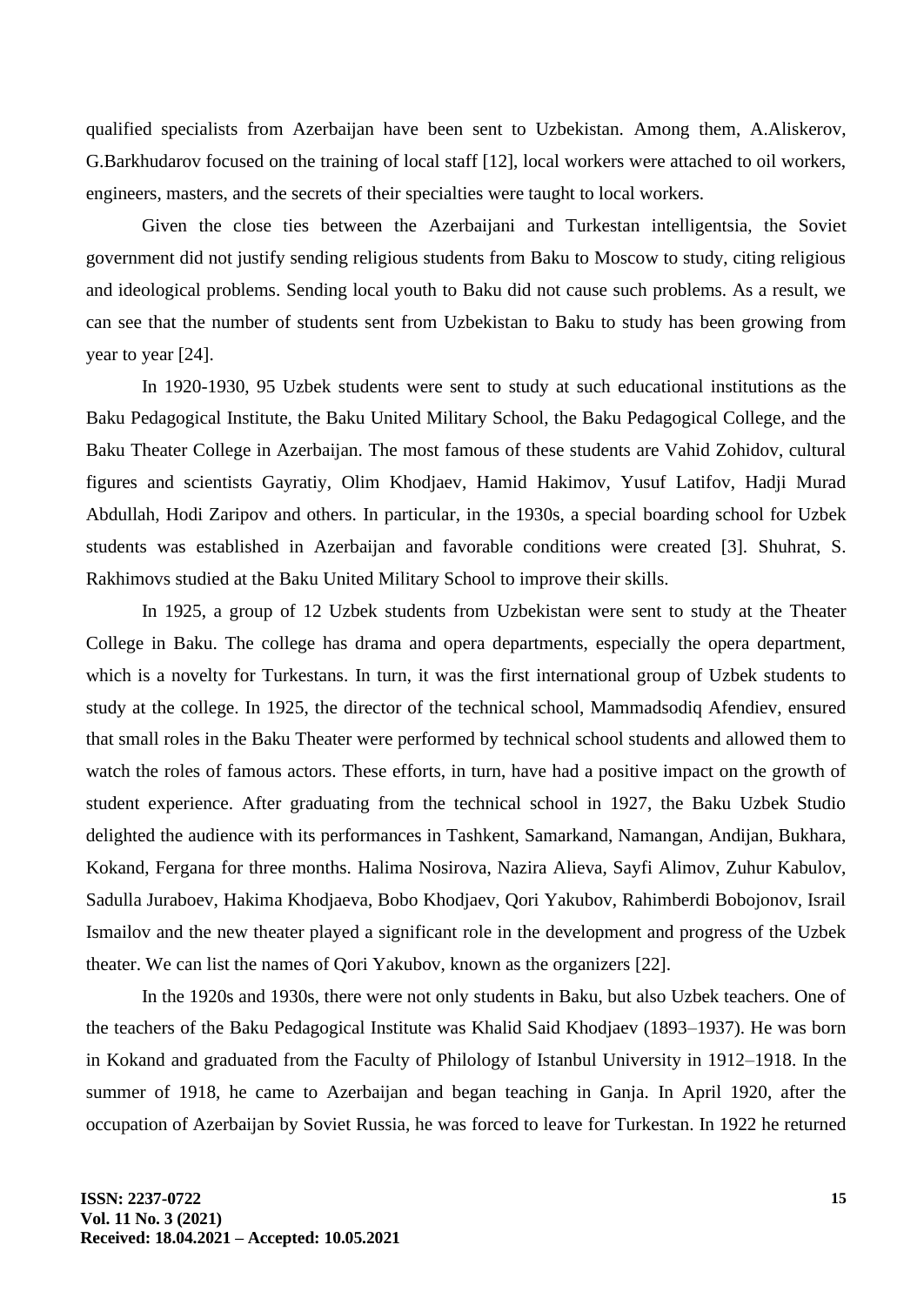qualified specialists from Azerbaijan have been sent to Uzbekistan. Among them, A.Aliskerov, G.Barkhudarov focused on the training of local staff [12], local workers were attached to oil workers, engineers, masters, and the secrets of their specialties were taught to local workers.

Given the close ties between the Azerbaijani and Turkestan intelligentsia, the Soviet government did not justify sending religious students from Baku to Moscow to study, citing religious and ideological problems. Sending local youth to Baku did not cause such problems. As a result, we can see that the number of students sent from Uzbekistan to Baku to study has been growing from year to year [24].

In 1920-1930, 95 Uzbek students were sent to study at such educational institutions as the Baku Pedagogical Institute, the Baku United Military School, the Baku Pedagogical College, and the Baku Theater College in Azerbaijan. The most famous of these students are Vahid Zohidov, cultural figures and scientists Gayratiy, Olim Khodjaev, Hamid Hakimov, Yusuf Latifov, Hadji Murad Abdullah, Hodi Zaripov and others. In particular, in the 1930s, a special boarding school for Uzbek students was established in Azerbaijan and favorable conditions were created [3]. Shuhrat, S. Rakhimovs studied at the Baku United Military School to improve their skills.

In 1925, a group of 12 Uzbek students from Uzbekistan were sent to study at the Theater College in Baku. The college has drama and opera departments, especially the opera department, which is a novelty for Turkestans. In turn, it was the first international group of Uzbek students to study at the college. In 1925, the director of the technical school, Mammadsodiq Afendiev, ensured that small roles in the Baku Theater were performed by technical school students and allowed them to watch the roles of famous actors. These efforts, in turn, have had a positive impact on the growth of student experience. After graduating from the technical school in 1927, the Baku Uzbek Studio delighted the audience with its performances in Tashkent, Samarkand, Namangan, Andijan, Bukhara, Kokand, Fergana for three months. Halima Nosirova, Nazira Alieva, Sayfi Alimov, Zuhur Kabulov, Sadulla Juraboev, Hakima Khodjaeva, Bobo Khodjaev, Qori Yakubov, Rahimberdi Bobojonov, Israil Ismailov and the new theater played a significant role in the development and progress of the Uzbek theater. We can list the names of Qori Yakubov, known as the organizers [22].

In the 1920s and 1930s, there were not only students in Baku, but also Uzbek teachers. One of the teachers of the Baku Pedagogical Institute was Khalid Said Khodjaev (1893–1937). He was born in Kokand and graduated from the Faculty of Philology of Istanbul University in 1912–1918. In the summer of 1918, he came to Azerbaijan and began teaching in Ganja. In April 1920, after the occupation of Azerbaijan by Soviet Russia, he was forced to leave for Turkestan. In 1922 he returned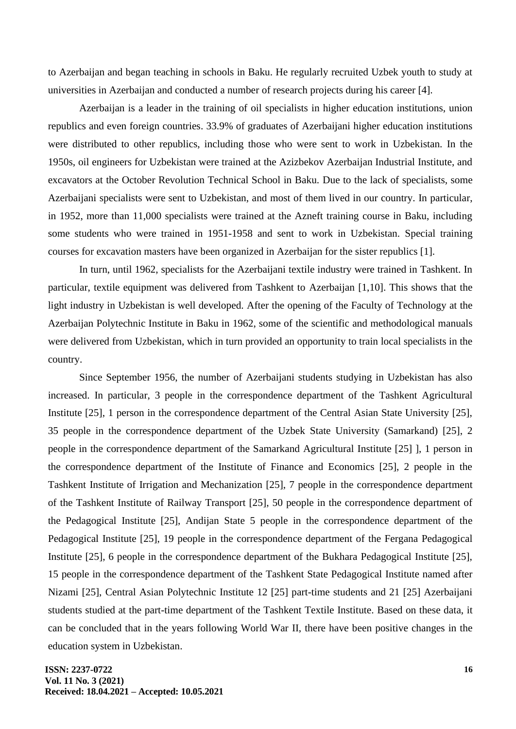to Azerbaijan and began teaching in schools in Baku. He regularly recruited Uzbek youth to study at universities in Azerbaijan and conducted a number of research projects during his career [4].

Azerbaijan is a leader in the training of oil specialists in higher education institutions, union republics and even foreign countries. 33.9% of graduates of Azerbaijani higher education institutions were distributed to other republics, including those who were sent to work in Uzbekistan. In the 1950s, oil engineers for Uzbekistan were trained at the Azizbekov Azerbaijan Industrial Institute, and excavators at the October Revolution Technical School in Baku. Due to the lack of specialists, some Azerbaijani specialists were sent to Uzbekistan, and most of them lived in our country. In particular, in 1952, more than 11,000 specialists were trained at the Azneft training course in Baku, including some students who were trained in 1951-1958 and sent to work in Uzbekistan. Special training courses for excavation masters have been organized in Azerbaijan for the sister republics [1].

In turn, until 1962, specialists for the Azerbaijani textile industry were trained in Tashkent. In particular, textile equipment was delivered from Tashkent to Azerbaijan [1,10]. This shows that the light industry in Uzbekistan is well developed. After the opening of the Faculty of Technology at the Azerbaijan Polytechnic Institute in Baku in 1962, some of the scientific and methodological manuals were delivered from Uzbekistan, which in turn provided an opportunity to train local specialists in the country.

Since September 1956, the number of Azerbaijani students studying in Uzbekistan has also increased. In particular, 3 people in the correspondence department of the Tashkent Agricultural Institute [25], 1 person in the correspondence department of the Central Asian State University [25], 35 people in the correspondence department of the Uzbek State University (Samarkand) [25], 2 people in the correspondence department of the Samarkand Agricultural Institute [25] ], 1 person in the correspondence department of the Institute of Finance and Economics [25], 2 people in the Tashkent Institute of Irrigation and Mechanization [25], 7 people in the correspondence department of the Tashkent Institute of Railway Transport [25], 50 people in the correspondence department of the Pedagogical Institute [25], Andijan State 5 people in the correspondence department of the Pedagogical Institute [25], 19 people in the correspondence department of the Fergana Pedagogical Institute [25], 6 people in the correspondence department of the Bukhara Pedagogical Institute [25], 15 people in the correspondence department of the Tashkent State Pedagogical Institute named after Nizami [25], Central Asian Polytechnic Institute 12 [25] part-time students and 21 [25] Azerbaijani students studied at the part-time department of the Tashkent Textile Institute. Based on these data, it can be concluded that in the years following World War II, there have been positive changes in the education system in Uzbekistan.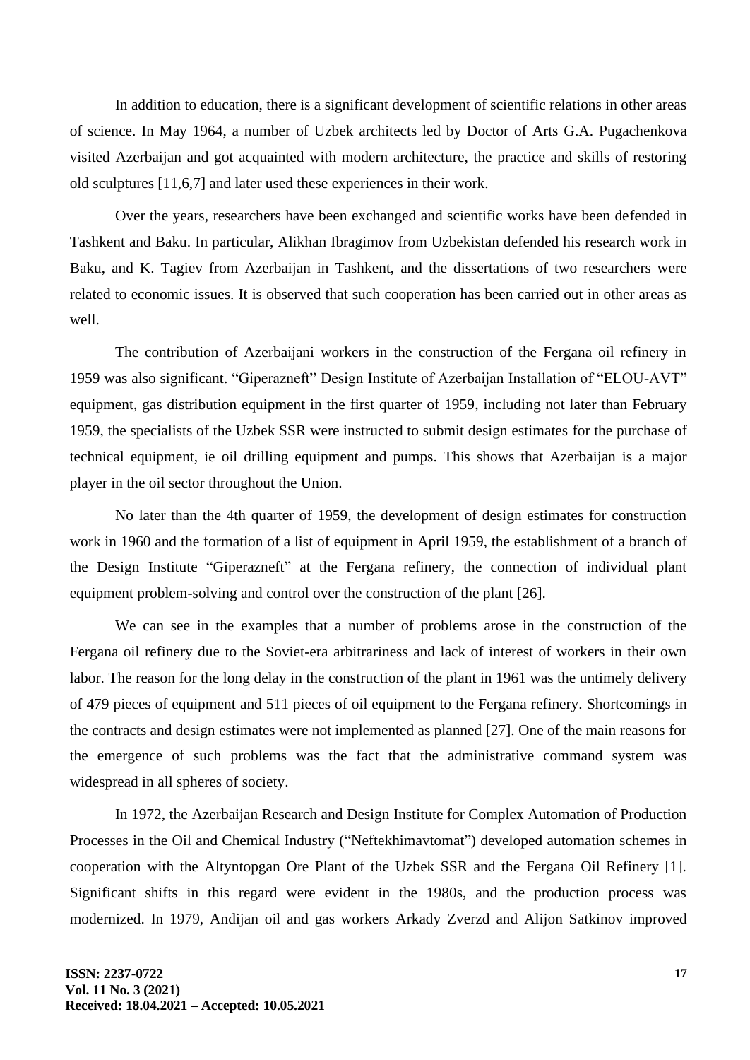In addition to education, there is a significant development of scientific relations in other areas of science. In May 1964, a number of Uzbek architects led by Doctor of Arts G.A. Pugachenkova visited Azerbaijan and got acquainted with modern architecture, the practice and skills of restoring old sculptures [11,6,7] and later used these experiences in their work.

Over the years, researchers have been exchanged and scientific works have been defended in Tashkent and Baku. In particular, Alikhan Ibragimov from Uzbekistan defended his research work in Baku, and K. Tagiev from Azerbaijan in Tashkent, and the dissertations of two researchers were related to economic issues. It is observed that such cooperation has been carried out in other areas as well.

The contribution of Azerbaijani workers in the construction of the Fergana oil refinery in 1959 was also significant. "Giperazneft" Design Institute of Azerbaijan Installation of "ELOU-AVT" equipment, gas distribution equipment in the first quarter of 1959, including not later than February 1959, the specialists of the Uzbek SSR were instructed to submit design estimates for the purchase of technical equipment, ie oil drilling equipment and pumps. This shows that Azerbaijan is a major player in the oil sector throughout the Union.

No later than the 4th quarter of 1959, the development of design estimates for construction work in 1960 and the formation of a list of equipment in April 1959, the establishment of a branch of the Design Institute "Giperazneft" at the Fergana refinery, the connection of individual plant equipment problem-solving and control over the construction of the plant [26].

We can see in the examples that a number of problems arose in the construction of the Fergana oil refinery due to the Soviet-era arbitrariness and lack of interest of workers in their own labor. The reason for the long delay in the construction of the plant in 1961 was the untimely delivery of 479 pieces of equipment and 511 pieces of oil equipment to the Fergana refinery. Shortcomings in the contracts and design estimates were not implemented as planned [27]. One of the main reasons for the emergence of such problems was the fact that the administrative command system was widespread in all spheres of society.

In 1972, the Azerbaijan Research and Design Institute for Complex Automation of Production Processes in the Oil and Chemical Industry ("Neftekhimavtomat") developed automation schemes in cooperation with the Altyntopgan Ore Plant of the Uzbek SSR and the Fergana Oil Refinery [1]. Significant shifts in this regard were evident in the 1980s, and the production process was modernized. In 1979, Andijan oil and gas workers Arkady Zverzd and Alijon Satkinov improved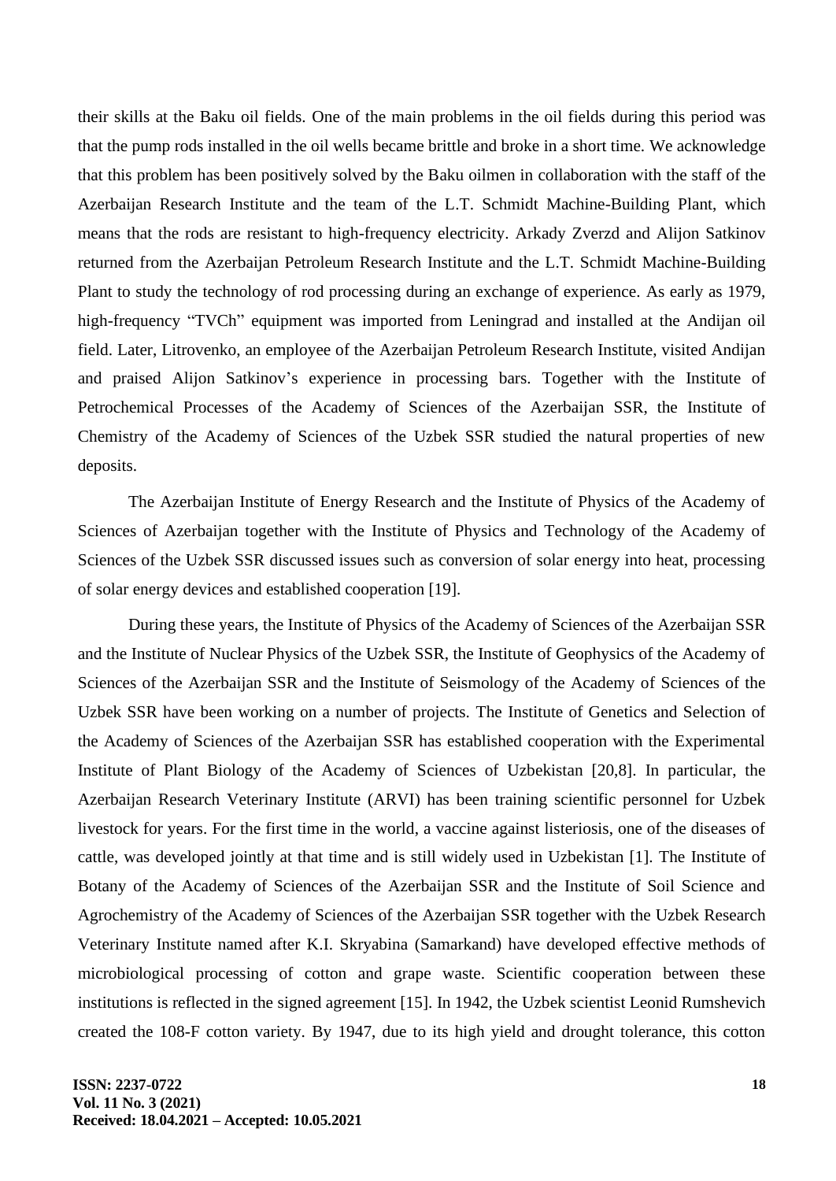their skills at the Baku oil fields. One of the main problems in the oil fields during this period was that the pump rods installed in the oil wells became brittle and broke in a short time. We acknowledge that this problem has been positively solved by the Baku oilmen in collaboration with the staff of the Azerbaijan Research Institute and the team of the L.T. Schmidt Machine-Building Plant, which means that the rods are resistant to high-frequency electricity. Arkady Zverzd and Alijon Satkinov returned from the Azerbaijan Petroleum Research Institute and the L.T. Schmidt Machine-Building Plant to study the technology of rod processing during an exchange of experience. As early as 1979, high-frequency "TVCh" equipment was imported from Leningrad and installed at the Andijan oil field. Later, Litrovenko, an employee of the Azerbaijan Petroleum Research Institute, visited Andijan and praised Alijon Satkinov's experience in processing bars. Together with the Institute of Petrochemical Processes of the Academy of Sciences of the Azerbaijan SSR, the Institute of Chemistry of the Academy of Sciences of the Uzbek SSR studied the natural properties of new deposits.

The Azerbaijan Institute of Energy Research and the Institute of Physics of the Academy of Sciences of Azerbaijan together with the Institute of Physics and Technology of the Academy of Sciences of the Uzbek SSR discussed issues such as conversion of solar energy into heat, processing of solar energy devices and established cooperation [19].

During these years, the Institute of Physics of the Academy of Sciences of the Azerbaijan SSR and the Institute of Nuclear Physics of the Uzbek SSR, the Institute of Geophysics of the Academy of Sciences of the Azerbaijan SSR and the Institute of Seismology of the Academy of Sciences of the Uzbek SSR have been working on a number of projects. The Institute of Genetics and Selection of the Academy of Sciences of the Azerbaijan SSR has established cooperation with the Experimental Institute of Plant Biology of the Academy of Sciences of Uzbekistan [20,8]. In particular, the Azerbaijan Research Veterinary Institute (ARVI) has been training scientific personnel for Uzbek livestock for years. For the first time in the world, a vaccine against listeriosis, one of the diseases of cattle, was developed jointly at that time and is still widely used in Uzbekistan [1]. The Institute of Botany of the Academy of Sciences of the Azerbaijan SSR and the Institute of Soil Science and Agrochemistry of the Academy of Sciences of the Azerbaijan SSR together with the Uzbek Research Veterinary Institute named after K.I. Skryabina (Samarkand) have developed effective methods of microbiological processing of cotton and grape waste. Scientific cooperation between these institutions is reflected in the signed agreement [15]. In 1942, the Uzbek scientist Leonid Rumshevich created the 108-F cotton variety. By 1947, due to its high yield and drought tolerance, this cotton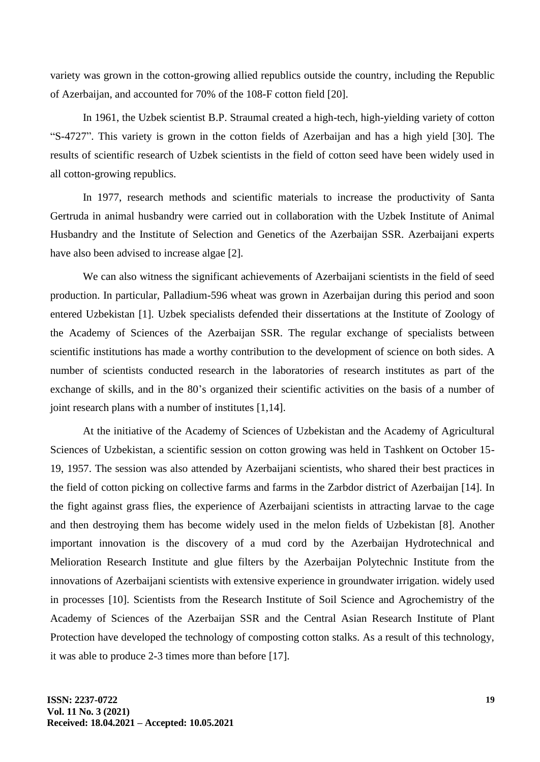variety was grown in the cotton-growing allied republics outside the country, including the Republic of Azerbaijan, and accounted for 70% of the 108-F cotton field [20].

In 1961, the Uzbek scientist B.P. Straumal created a high-tech, high-yielding variety of cotton "S-4727". This variety is grown in the cotton fields of Azerbaijan and has a high yield [30]. The results of scientific research of Uzbek scientists in the field of cotton seed have been widely used in all cotton-growing republics.

In 1977, research methods and scientific materials to increase the productivity of Santa Gertruda in animal husbandry were carried out in collaboration with the Uzbek Institute of Animal Husbandry and the Institute of Selection and Genetics of the Azerbaijan SSR. Azerbaijani experts have also been advised to increase algae [2].

We can also witness the significant achievements of Azerbaijani scientists in the field of seed production. In particular, Palladium-596 wheat was grown in Azerbaijan during this period and soon entered Uzbekistan [1]. Uzbek specialists defended their dissertations at the Institute of Zoology of the Academy of Sciences of the Azerbaijan SSR. The regular exchange of specialists between scientific institutions has made a worthy contribution to the development of science on both sides. A number of scientists conducted research in the laboratories of research institutes as part of the exchange of skills, and in the 80's organized their scientific activities on the basis of a number of joint research plans with a number of institutes [1,14].

At the initiative of the Academy of Sciences of Uzbekistan and the Academy of Agricultural Sciences of Uzbekistan, a scientific session on cotton growing was held in Tashkent on October 15-19, 1957. The session was also attended by Azerbaijani scientists, who shared their best practices in the field of cotton picking on collective farms and farms in the Zarbdor district of Azerbaijan [14]. In the fight against grass flies, the experience of Azerbaijani scientists in attracting larvae to the cage and then destroying them has become widely used in the melon fields of Uzbekistan [8]. Another important innovation is the discovery of a mud cord by the Azerbaijan Hydrotechnical and Melioration Research Institute and glue filters by the Azerbaijan Polytechnic Institute from the innovations of Azerbaijani scientists with extensive experience in groundwater irrigation. widely used in processes [10]. Scientists from the Research Institute of Soil Science and Agrochemistry of the Academy of Sciences of the Azerbaijan SSR and the Central Asian Research Institute of Plant Protection have developed the technology of composting cotton stalks. As a result of this technology, it was able to produce 2-3 times more than before [17].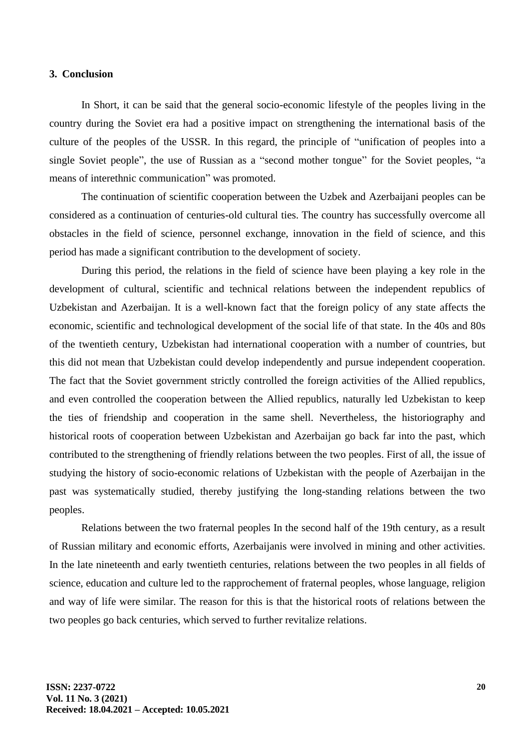## 3. Conclusion

In Short, it can be said that the general socio-economic lifestyle of the peoples living in the country during the Soviet era had a positive impact on strengthening the international basis of the culture of the peoples of the USSR. In this regard, the principle of "unification of peoples into a single Soviet people", the use of Russian as a "second mother tongue" for the Soviet peoples, "a means of interethnic communication" was promoted.

The continuation of scientific cooperation between the Uzbek and Azerbaijani peoples can be considered as a continuation of centuries-old cultural ties. The country has successfully overcome all obstacles in the field of science, personnel exchange, innovation in the field of science, and this period has made a significant contribution to the development of society.

During this period, the relations in the field of science have been playing a key role in the development of cultural, scientific and technical relations between the independent republics of Uzbekistan and Azerbaijan. It is a well-known fact that the foreign policy of any state affects the economic, scientific and technological development of the social life of that state. In the 40s and 80s of the twentieth century, Uzbekistan had international cooperation with a number of countries, but this did not mean that Uzbekistan could develop independently and pursue independent cooperation. The fact that the Soviet government strictly controlled the foreign activities of the Allied republics, and even controlled the cooperation between the Allied republics, naturally led Uzbekistan to keep the ties of friendship and cooperation in the same shell. Nevertheless, the historiography and historical roots of cooperation between Uzbekistan and Azerbaijan go back far into the past, which contributed to the strengthening of friendly relations between the two peoples. First of all, the issue of studying the history of socio-economic relations of Uzbekistan with the people of Azerbaijan in the past was systematically studied, thereby justifying the long-standing relations between the two peoples.

Relations between the two fraternal peoples In the second half of the 19th century, as a result of Russian military and economic efforts, Azerbaijanis were involved in mining and other activities. In the late nineteenth and early twentieth centuries, relations between the two peoples in all fields of science, education and culture led to the rapprochement of fraternal peoples, whose language, religion and way of life were similar. The reason for this is that the historical roots of relations between the two peoples go back centuries, which served to further revitalize relations.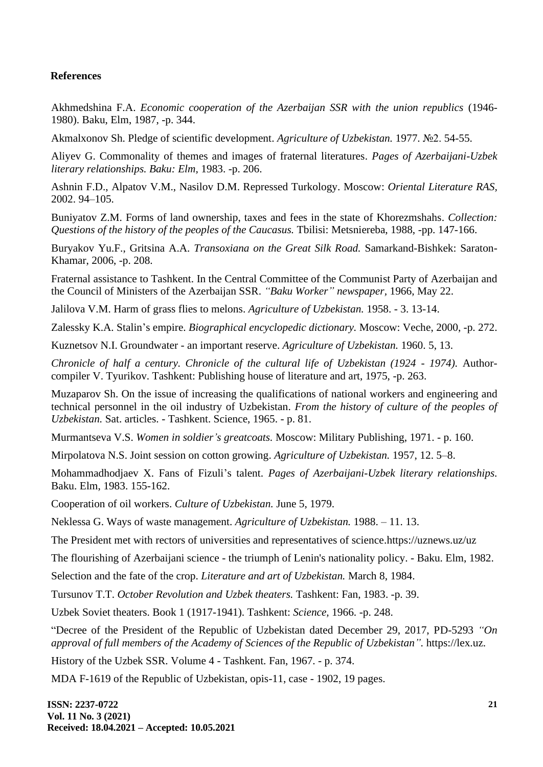## References

Akhmedshina F.A. *Economic cooperation of the Azerbaijan SSR with the union republics* (1946-1980). Baku, Elm, 1987, -p. 344.

Akmalxonov Sh. Pledge of scientific development. *Agriculture of Uzbekistan.* 1977. №2. 54-55.

Aliyev G. Commonality of themes and images of fraternal literatures. *Pages of Azerbaijani-Uzbek literary relationships. Baku: Elm,* 1983. -p. 206.

Ashnin F.D., Alpatov V.M., Nasilov D.M. Repressed Turkology. Moscow: *Oriental Literature RAS,* 2002. 94–105.

Buniyatov Z.M. Forms of land ownership, taxes and fees in the state of Khorezmshahs. *Collection: Questions of the history of the peoples of the Caucasus.* Tbilisi: Metsniereba, 1988, -pp. 147-166.

Buryakov Yu.F., Gritsina A.A. *Transoxiana on the Great Silk Road.* Samarkand-Bishkek: Saraton-Khamar, 2006, -p. 208.

Fraternal assistance to Tashkent. In the Central Committee of the Communist Party of Azerbaijan and the Council of Ministers of the Azerbaijan SSR. *"Baku Worker" newspaper*, 1966, May 22.

Jalilova V.M. Harm of grass flies to melons. *Agriculture of Uzbekistan.* 1958. - 3. 13-14.

Zalessky K.A. Stalin's empire. *Biographical encyclopedic dictionary.* Moscow: Veche, 2000, -p. 272.

Kuznetsov N.I. Groundwater - an important reserve. *Agriculture of Uzbekistan.* 1960. 5, 13.

*Chronicle of half a century. Chronicle of the cultural life of Uzbekistan (1924 - 1974).* Author-compiler V. Tyurikov. Tashkent: Publishing house of literature and art, 1975, -p. 263.

Muzaparov Sh. On the issue of increasing the qualifications of national workers and engineering and technical personnel in the oil industry of Uzbekistan. *From the history of culture of the peoples of Uzbekistan.* Sat. articles. - Tashkent. Science, 1965. - p. 81.

Murmantseva V.S. *Women in soldier's greatcoats.* Moscow: Military Publishing, 1971. - p. 160.

Mirpolatova N.S. Joint session on cotton growing. *Agriculture of Uzbekistan.* 1957, 12. 5–8.

Mohammadhodjaev X. Fans of Fizuli's talent. *Pages of Azerbaijani-Uzbek literary relationships.* Baku. Elm, 1983. 155-162.

Cooperation of oil workers. *Culture of Uzbekistan.* June 5, 1979.

Neklessa G. Ways of waste management. *Agriculture of Uzbekistan.* 1988. – 11. 13.

The President met with rectors of universities and representatives of science.https://uznews.uz/uz

The flourishing of Azerbaijani science - the triumph of Lenin's nationality policy. - Baku. Elm, 1982.

Selection and the fate of the crop. *Literature and art of Uzbekistan.* March 8, 1984.

Tursunov T.T. *October Revolution and Uzbek theaters.* Tashkent: Fan, 1983. -p. 39.

Uzbek Soviet theaters. Book 1 (1917-1941). Tashkent: *Science,* 1966. -p. 248.

"Decree of the President of the Republic of Uzbekistan dated December 29, 2017, PD-5293 *"On approval of full members of the Academy of Sciences of the Republic of Uzbekistan".* https://lex.uz.

History of the Uzbek SSR. Volume 4 - Tashkent. Fan, 1967. - p. 374.

MDA F-1619 of the Republic of Uzbekistan, opis-11, case - 1902, 19 pages.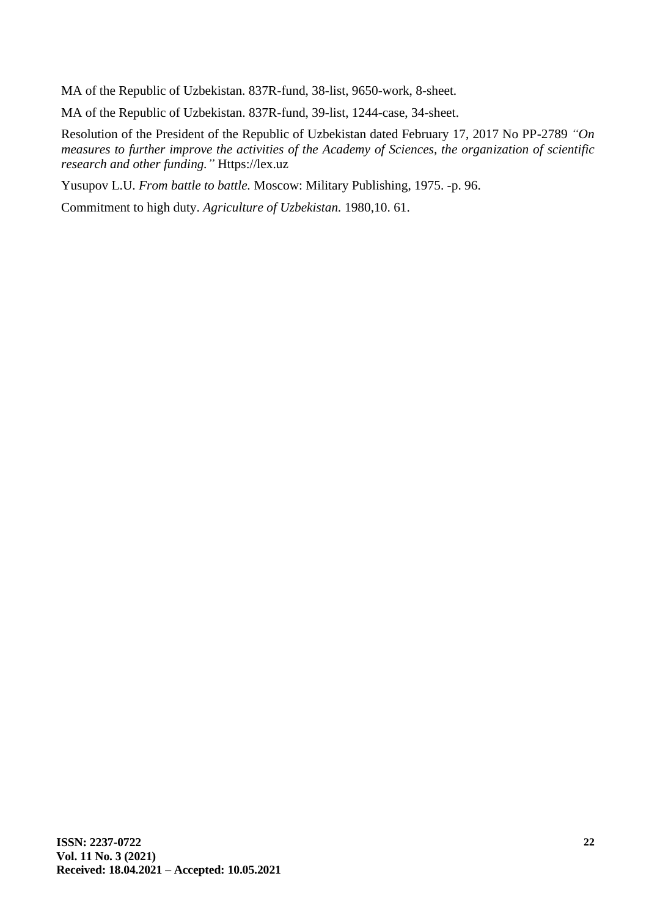MA of the Republic of Uzbekistan. 837R-fund, 38-list, 9650-work, 8-sheet.

MA of the Republic of Uzbekistan. 837R-fund, 39-list, 1244-case, 34-sheet.

Resolution of the President of the Republic of Uzbekistan dated February 17, 2017 No PP-2789 *"On measures to further improve the activities of the Academy of Sciences, the organization of scientific research and other funding."* Https://lex.uz

Yusupov L.U. *From battle to battle.* Moscow: Military Publishing, 1975. -p. 96.

Commitment to high duty. *Agriculture of Uzbekistan.* 1980,10. 61.